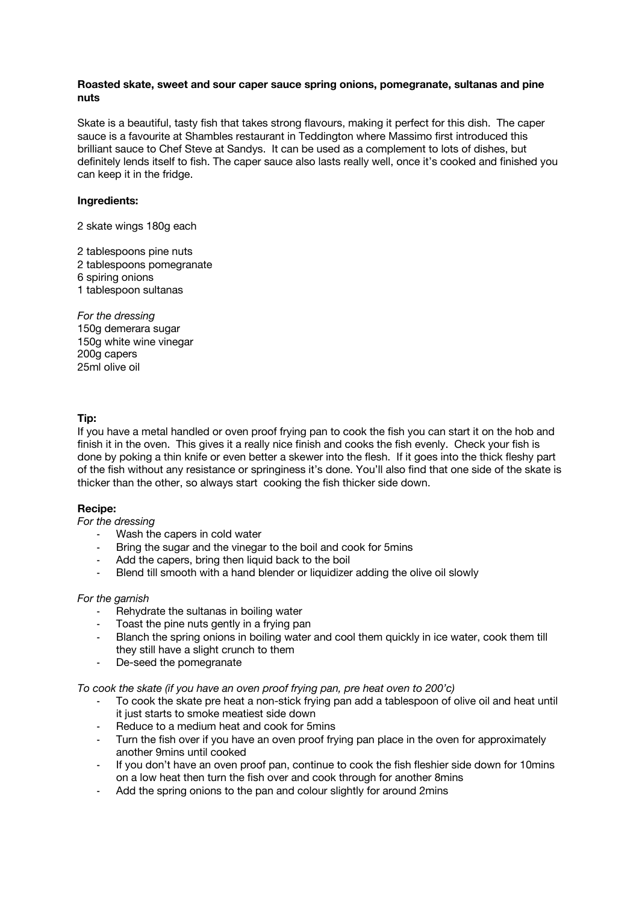**Roasted skate, sweet and sour caper sauce spring onions, pomegranate, sultanas and pine nuts**

Skate is a beautiful, tasty fish that takes strong flavours, making it perfect for this dish. The caper sauce is a favourite at Shambles restaurant in Teddington where Massimo first introduced this brilliant sauce to Chef Steve at Sandys. It can be used as a complement to lots of dishes, but definitely lends itself to fish. The caper sauce also lasts really well, once it's cooked and finished you can keep it in the fridge.

**Ingredients:**

2 skate wings 180g each

2 tablespoons pine nuts
2 tablespoons pomegranate
6 spiring onions
1 tablespoon sultanas

*For the dressing*
150g demerara sugar
150g white wine vinegar
200g capers
25ml olive oil

**Tip:**
If you have a metal handled or oven proof frying pan to cook the fish you can start it on the hob and finish it in the oven. This gives it a really nice finish and cooks the fish evenly. Check your fish is done by poking a thin knife or even better a skewer into the flesh. If it goes into the thick fleshy part of the fish without any resistance or springiness it's done. You'll also find that one side of the skate is thicker than the other, so always start cooking the fish thicker side down.

**Recipe:**
*For the dressing*

- Wash the capers in cold water
- Bring the sugar and the vinegar to the boil and cook for 5mins
- Add the capers, bring then liquid back to the boil
- Blend till smooth with a hand blender or liquidizer adding the olive oil slowly

*For the garnish*

- Rehydrate the sultanas in boiling water
- Toast the pine nuts gently in a frying pan
- Blanch the spring onions in boiling water and cool them quickly in ice water, cook them till they still have a slight crunch to them
- De-seed the pomegranate

*To cook the skate (if you have an oven proof frying pan, pre heat oven to 200'c)*

- To cook the skate pre heat a non-stick frying pan add a tablespoon of olive oil and heat until it just starts to smoke meatiest side down
- Reduce to a medium heat and cook for 5mins
- Turn the fish over if you have an oven proof frying pan place in the oven for approximately another 9mins until cooked
- If you don't have an oven proof pan, continue to cook the fish fleshier side down for 10mins on a low heat then turn the fish over and cook through for another 8mins
- Add the spring onions to the pan and colour slightly for around 2mins